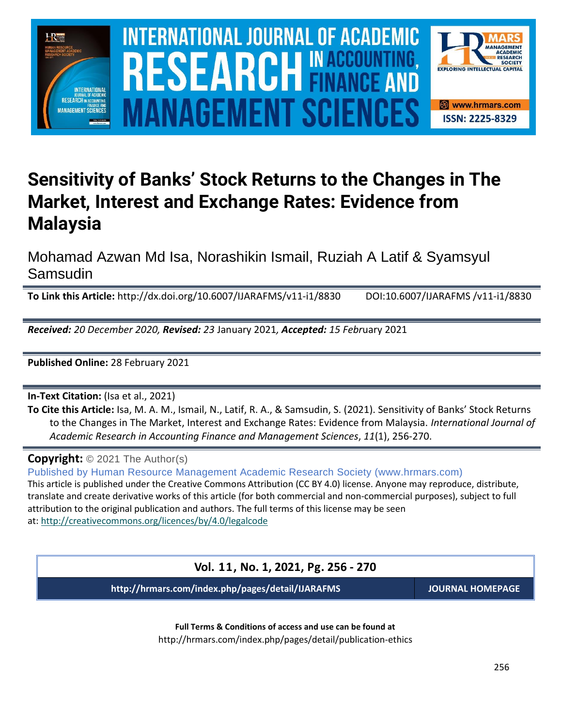# Sensitivity of Banks' Stock Returns to the Changes in The Market, Interest and Exchange Rates: Evidence from Malaysia

Mohamad Azwan Md Isa, Norashikin Ismail, Ruziah A Latif & Syamsyul Samsudin

**To Link this Article:** http://dx.doi.org/10.6007/IJARAFMS/v11-i1/8830 DOI:10.6007/IJARAFMS /v11-i1/8830

***Received:** 20 December 2020, **Revised:** 23* January 2021*, **Accepted:** 15 Feb*ruary 2021

**Published Online:** 28 February 2021

**In-Text Citation:** (Isa et al., 2021)

**To Cite this Article:** Isa, M. A. M., Ismail, N., Latif, R. A., & Samsudin, S. (2021). Sensitivity of Banks' Stock Returns to the Changes in The Market, Interest and Exchange Rates: Evidence from Malaysia. *International Journal of Academic Research in Accounting Finance and Management Sciences*, *11*(1), 256-270.

**Copyright:** © 2021 The Author(s)

Published by Human Resource Management Academic Research Society (www.hrmars.com)

This article is published under the Creative Commons Attribution (CC BY 4.0) license. Anyone may reproduce, distribute, translate and create derivative works of this article (for both commercial and non-commercial purposes), subject to full attribution to the original publication and authors. The full terms of this license may be seen at: http://creativecommons.org/licences/by/4.0/legalcode

**Vol. 11, No. 1, 2021, Pg. 256 - 270**

**http://hrmars.com/index.php/pages/detail/IJARAFMS** **JOURNAL HOMEPAGE**

**Full Terms & Conditions of access and use can be found at**

http://hrmars.com/index.php/pages/detail/publication-ethics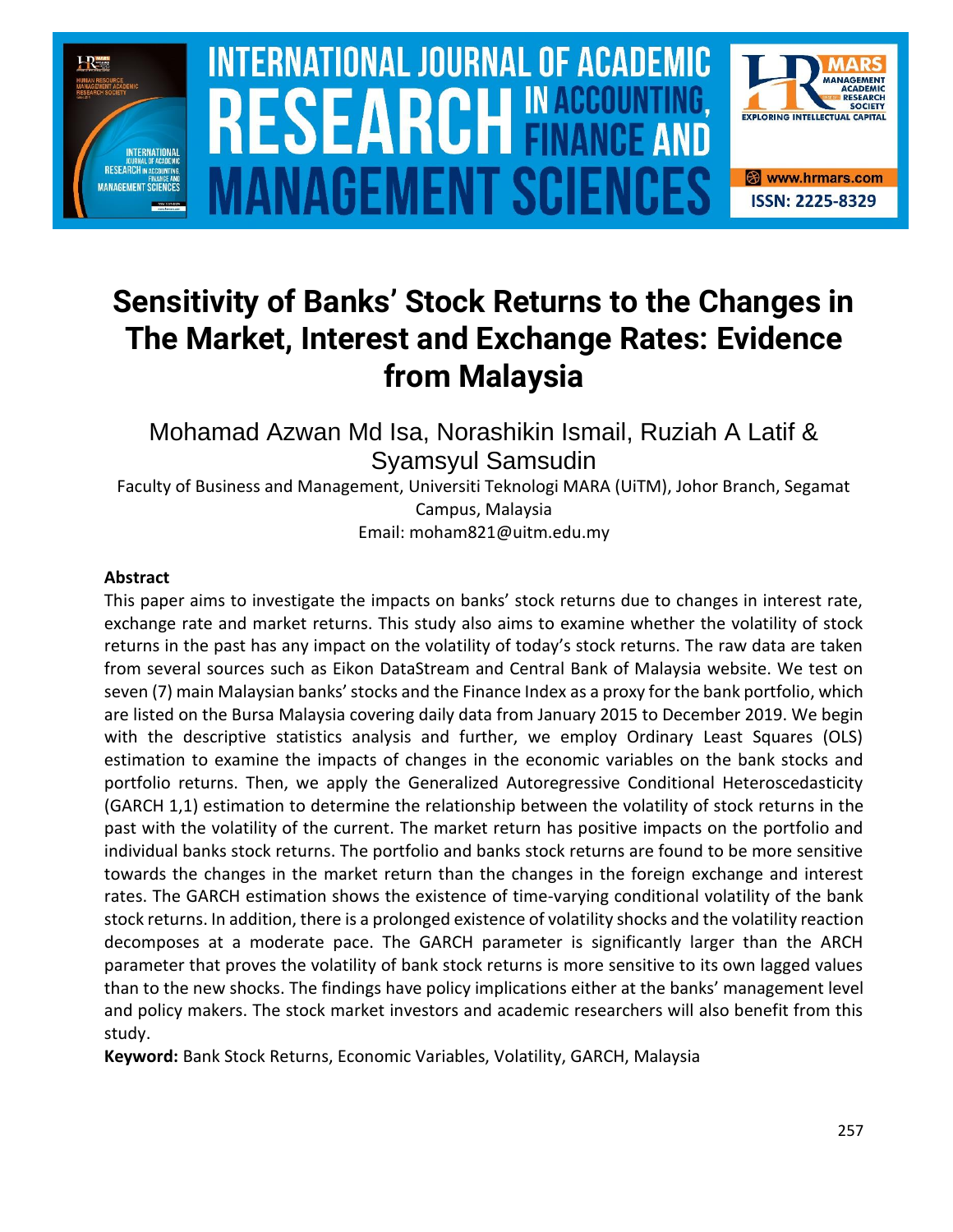# Sensitivity of Banks' Stock Returns to the Changes in The Market, Interest and Exchange Rates: Evidence from Malaysia

Mohamad Azwan Md Isa, Norashikin Ismail, Ruziah A Latif & Syamsyul Samsudin

Faculty of Business and Management, Universiti Teknologi MARA (UiTM), Johor Branch, Segamat Campus, Malaysia

Email: moham821@uitm.edu.my

### Abstract

This paper aims to investigate the impacts on banks' stock returns due to changes in interest rate, exchange rate and market returns. This study also aims to examine whether the volatility of stock returns in the past has any impact on the volatility of today's stock returns. The raw data are taken from several sources such as Eikon DataStream and Central Bank of Malaysia website. We test on seven (7) main Malaysian banks' stocks and the Finance Index as a proxy for the bank portfolio, which are listed on the Bursa Malaysia covering daily data from January 2015 to December 2019. We begin with the descriptive statistics analysis and further, we employ Ordinary Least Squares (OLS) estimation to examine the impacts of changes in the economic variables on the bank stocks and portfolio returns. Then, we apply the Generalized Autoregressive Conditional Heteroscedasticity (GARCH 1,1) estimation to determine the relationship between the volatility of stock returns in the past with the volatility of the current. The market return has positive impacts on the portfolio and individual banks stock returns. The portfolio and banks stock returns are found to be more sensitive towards the changes in the market return than the changes in the foreign exchange and interest rates. The GARCH estimation shows the existence of time-varying conditional volatility of the bank stock returns. In addition, there is a prolonged existence of volatility shocks and the volatility reaction decomposes at a moderate pace. The GARCH parameter is significantly larger than the ARCH parameter that proves the volatility of bank stock returns is more sensitive to its own lagged values than to the new shocks. The findings have policy implications either at the banks' management level and policy makers. The stock market investors and academic researchers will also benefit from this study.

**Keyword:** Bank Stock Returns, Economic Variables, Volatility, GARCH, Malaysia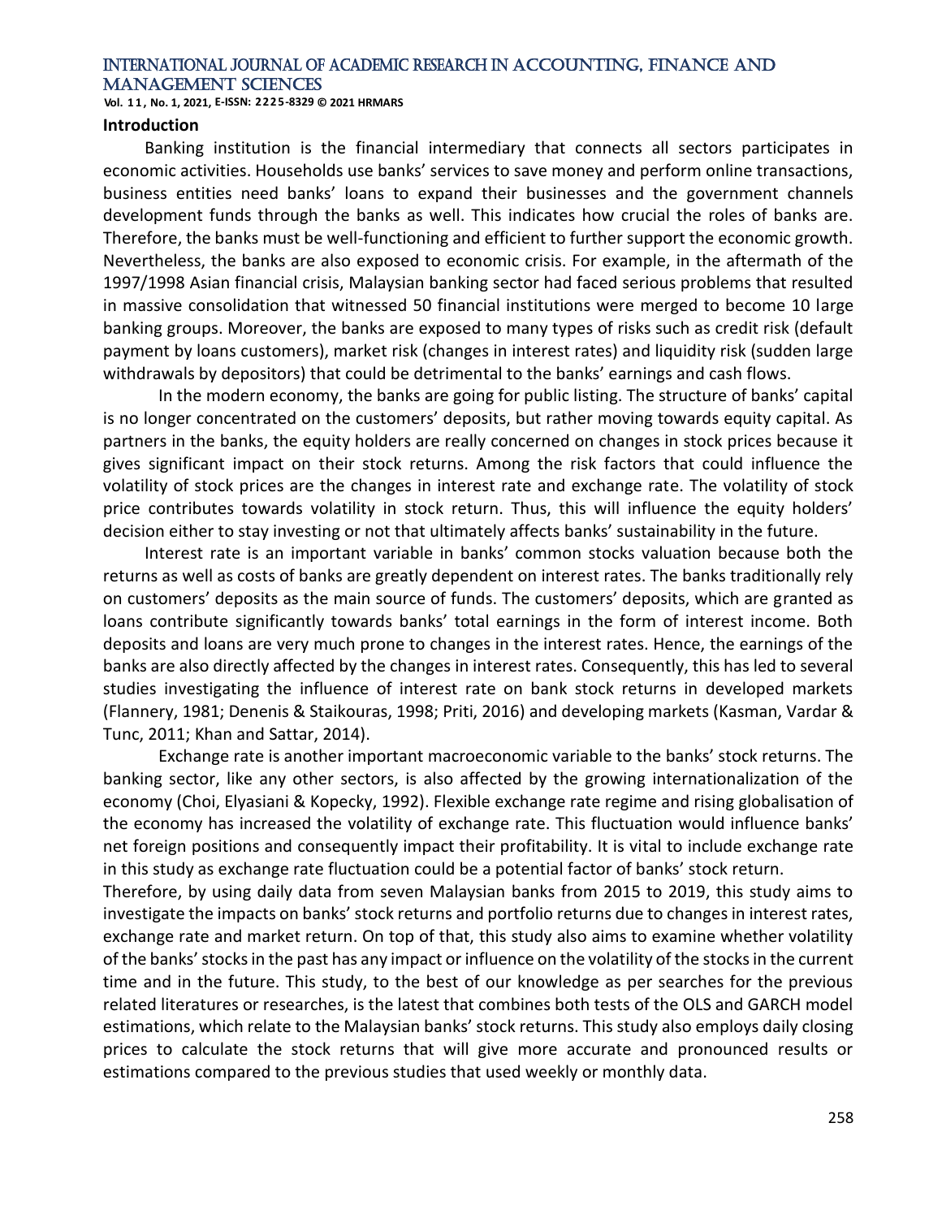## Introduction

Banking institution is the financial intermediary that connects all sectors participates in economic activities. Households use banks' services to save money and perform online transactions, business entities need banks' loans to expand their businesses and the government channels development funds through the banks as well. This indicates how crucial the roles of banks are. Therefore, the banks must be well-functioning and efficient to further support the economic growth. Nevertheless, the banks are also exposed to economic crisis. For example, in the aftermath of the 1997/1998 Asian financial crisis, Malaysian banking sector had faced serious problems that resulted in massive consolidation that witnessed 50 financial institutions were merged to become 10 large banking groups. Moreover, the banks are exposed to many types of risks such as credit risk (default payment by loans customers), market risk (changes in interest rates) and liquidity risk (sudden large withdrawals by depositors) that could be detrimental to the banks' earnings and cash flows.

In the modern economy, the banks are going for public listing. The structure of banks' capital is no longer concentrated on the customers' deposits, but rather moving towards equity capital. As partners in the banks, the equity holders are really concerned on changes in stock prices because it gives significant impact on their stock returns. Among the risk factors that could influence the volatility of stock prices are the changes in interest rate and exchange rate. The volatility of stock price contributes towards volatility in stock return. Thus, this will influence the equity holders' decision either to stay investing or not that ultimately affects banks' sustainability in the future.

Interest rate is an important variable in banks' common stocks valuation because both the returns as well as costs of banks are greatly dependent on interest rates. The banks traditionally rely on customers' deposits as the main source of funds. The customers' deposits, which are granted as loans contribute significantly towards banks' total earnings in the form of interest income. Both deposits and loans are very much prone to changes in the interest rates. Hence, the earnings of the banks are also directly affected by the changes in interest rates. Consequently, this has led to several studies investigating the influence of interest rate on bank stock returns in developed markets (Flannery, 1981; Denenis & Staikouras, 1998; Priti, 2016) and developing markets (Kasman, Vardar & Tunc, 2011; Khan and Sattar, 2014).

Exchange rate is another important macroeconomic variable to the banks' stock returns. The banking sector, like any other sectors, is also affected by the growing internationalization of the economy (Choi, Elyasiani & Kopecky, 1992). Flexible exchange rate regime and rising globalisation of the economy has increased the volatility of exchange rate. This fluctuation would influence banks' net foreign positions and consequently impact their profitability. It is vital to include exchange rate in this study as exchange rate fluctuation could be a potential factor of banks' stock return.

Therefore, by using daily data from seven Malaysian banks from 2015 to 2019, this study aims to investigate the impacts on banks' stock returns and portfolio returns due to changes in interest rates, exchange rate and market return. On top of that, this study also aims to examine whether volatility of the banks' stocks in the past has any impact or influence on the volatility of the stocks in the current time and in the future. This study, to the best of our knowledge as per searches for the previous related literatures or researches, is the latest that combines both tests of the OLS and GARCH model estimations, which relate to the Malaysian banks' stock returns. This study also employs daily closing prices to calculate the stock returns that will give more accurate and pronounced results or estimations compared to the previous studies that used weekly or monthly data.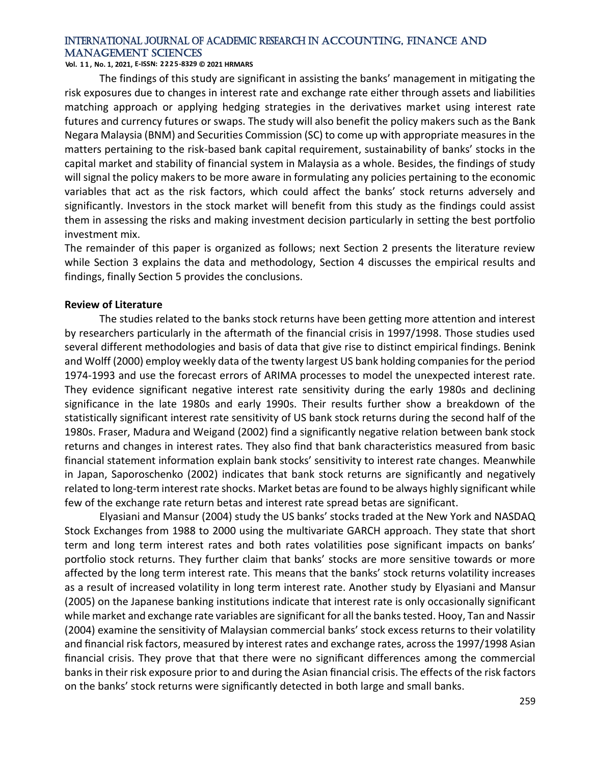The findings of this study are significant in assisting the banks' management in mitigating the risk exposures due to changes in interest rate and exchange rate either through assets and liabilities matching approach or applying hedging strategies in the derivatives market using interest rate futures and currency futures or swaps. The study will also benefit the policy makers such as the Bank Negara Malaysia (BNM) and Securities Commission (SC) to come up with appropriate measures in the matters pertaining to the risk-based bank capital requirement, sustainability of banks' stocks in the capital market and stability of financial system in Malaysia as a whole. Besides, the findings of study will signal the policy makers to be more aware in formulating any policies pertaining to the economic variables that act as the risk factors, which could affect the banks' stock returns adversely and significantly. Investors in the stock market will benefit from this study as the findings could assist them in assessing the risks and making investment decision particularly in setting the best portfolio investment mix.

The remainder of this paper is organized as follows; next Section 2 presents the literature review while Section 3 explains the data and methodology, Section 4 discusses the empirical results and findings, finally Section 5 provides the conclusions.

## Review of Literature

The studies related to the banks stock returns have been getting more attention and interest by researchers particularly in the aftermath of the financial crisis in 1997/1998. Those studies used several different methodologies and basis of data that give rise to distinct empirical findings. Benink and Wolff (2000) employ weekly data of the twenty largest US bank holding companies for the period 1974-1993 and use the forecast errors of ARIMA processes to model the unexpected interest rate. They evidence significant negative interest rate sensitivity during the early 1980s and declining significance in the late 1980s and early 1990s. Their results further show a breakdown of the statistically significant interest rate sensitivity of US bank stock returns during the second half of the 1980s. Fraser, Madura and Weigand (2002) find a significantly negative relation between bank stock returns and changes in interest rates. They also find that bank characteristics measured from basic financial statement information explain bank stocks' sensitivity to interest rate changes. Meanwhile in Japan, Saporoschenko (2002) indicates that bank stock returns are significantly and negatively related to long-term interest rate shocks. Market betas are found to be always highly significant while few of the exchange rate return betas and interest rate spread betas are significant.

Elyasiani and Mansur (2004) study the US banks' stocks traded at the New York and NASDAQ Stock Exchanges from 1988 to 2000 using the multivariate GARCH approach. They state that short term and long term interest rates and both rates volatilities pose significant impacts on banks' portfolio stock returns. They further claim that banks' stocks are more sensitive towards or more affected by the long term interest rate. This means that the banks' stock returns volatility increases as a result of increased volatility in long term interest rate. Another study by Elyasiani and Mansur (2005) on the Japanese banking institutions indicate that interest rate is only occasionally significant while market and exchange rate variables are significant for all the banks tested. Hooy, Tan and Nassir (2004) examine the sensitivity of Malaysian commercial banks' stock excess returns to their volatility and financial risk factors, measured by interest rates and exchange rates, across the 1997/1998 Asian financial crisis. They prove that that there were no significant differences among the commercial banks in their risk exposure prior to and during the Asian financial crisis. The effects of the risk factors on the banks' stock returns were significantly detected in both large and small banks.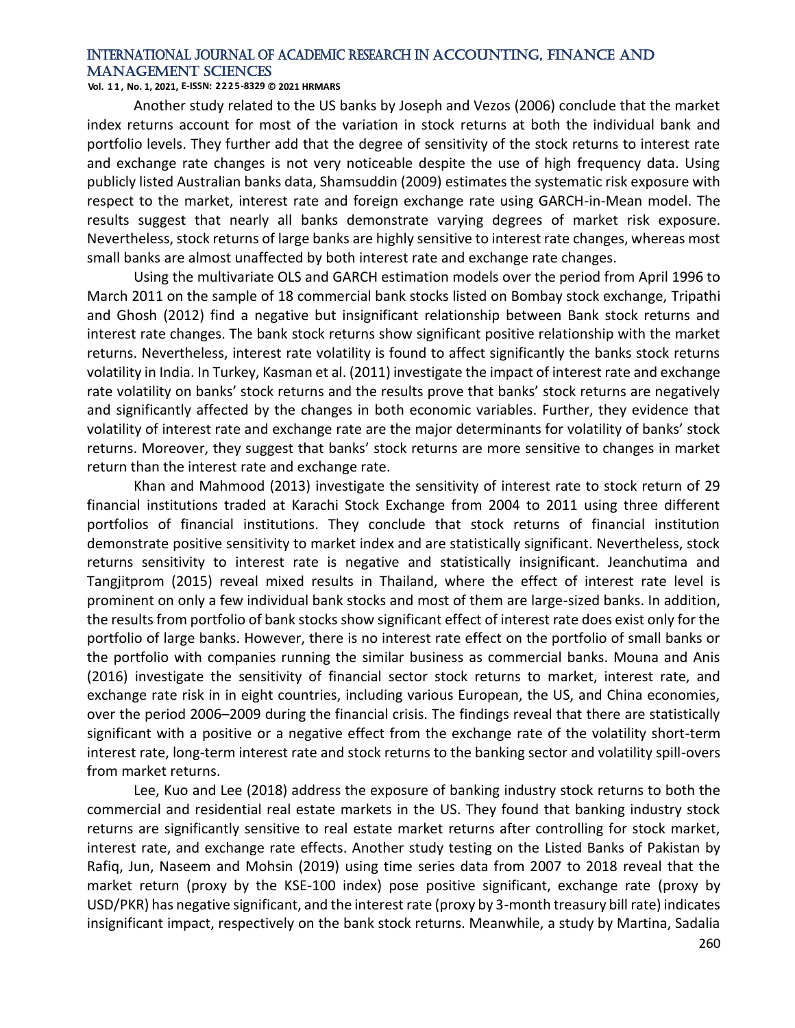Another study related to the US banks by Joseph and Vezos (2006) conclude that the market index returns account for most of the variation in stock returns at both the individual bank and portfolio levels. They further add that the degree of sensitivity of the stock returns to interest rate and exchange rate changes is not very noticeable despite the use of high frequency data. Using publicly listed Australian banks data, Shamsuddin (2009) estimates the systematic risk exposure with respect to the market, interest rate and foreign exchange rate using GARCH-in-Mean model. The results suggest that nearly all banks demonstrate varying degrees of market risk exposure. Nevertheless, stock returns of large banks are highly sensitive to interest rate changes, whereas most small banks are almost unaffected by both interest rate and exchange rate changes.

Using the multivariate OLS and GARCH estimation models over the period from April 1996 to March 2011 on the sample of 18 commercial bank stocks listed on Bombay stock exchange, Tripathi and Ghosh (2012) find a negative but insignificant relationship between Bank stock returns and interest rate changes. The bank stock returns show significant positive relationship with the market returns. Nevertheless, interest rate volatility is found to affect significantly the banks stock returns volatility in India. In Turkey, Kasman et al. (2011) investigate the impact of interest rate and exchange rate volatility on banks' stock returns and the results prove that banks' stock returns are negatively and significantly affected by the changes in both economic variables. Further, they evidence that volatility of interest rate and exchange rate are the major determinants for volatility of banks' stock returns. Moreover, they suggest that banks' stock returns are more sensitive to changes in market return than the interest rate and exchange rate.

Khan and Mahmood (2013) investigate the sensitivity of interest rate to stock return of 29 financial institutions traded at Karachi Stock Exchange from 2004 to 2011 using three different portfolios of financial institutions. They conclude that stock returns of financial institution demonstrate positive sensitivity to market index and are statistically significant. Nevertheless, stock returns sensitivity to interest rate is negative and statistically insignificant. Jeanchutima and Tangjitprom (2015) reveal mixed results in Thailand, where the effect of interest rate level is prominent on only a few individual bank stocks and most of them are large-sized banks. In addition, the results from portfolio of bank stocks show significant effect of interest rate does exist only for the portfolio of large banks. However, there is no interest rate effect on the portfolio of small banks or the portfolio with companies running the similar business as commercial banks. Mouna and Anis (2016) investigate the sensitivity of financial sector stock returns to market, interest rate, and exchange rate risk in in eight countries, including various European, the US, and China economies, over the period 2006–2009 during the financial crisis. The findings reveal that there are statistically significant with a positive or a negative effect from the exchange rate of the volatility short-term interest rate, long-term interest rate and stock returns to the banking sector and volatility spill-overs from market returns.

Lee, Kuo and Lee (2018) address the exposure of banking industry stock returns to both the commercial and residential real estate markets in the US. They found that banking industry stock returns are significantly sensitive to real estate market returns after controlling for stock market, interest rate, and exchange rate effects. Another study testing on the Listed Banks of Pakistan by Rafiq, Jun, Naseem and Mohsin (2019) using time series data from 2007 to 2018 reveal that the market return (proxy by the KSE-100 index) pose positive significant, exchange rate (proxy by USD/PKR) has negative significant, and the interest rate (proxy by 3-month treasury bill rate) indicates insignificant impact, respectively on the bank stock returns. Meanwhile, a study by Martina, Sadalia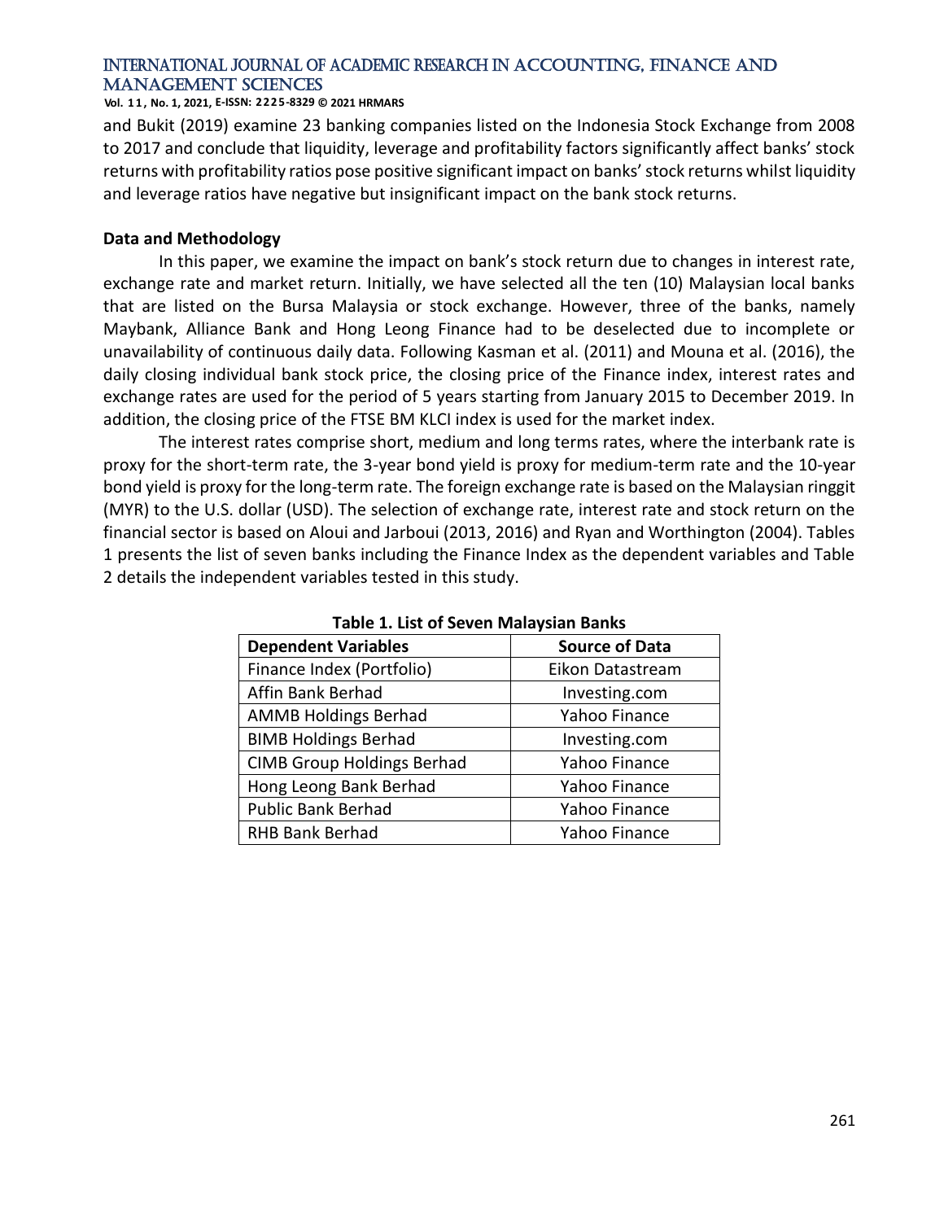and Bukit (2019) examine 23 banking companies listed on the Indonesia Stock Exchange from 2008 to 2017 and conclude that liquidity, leverage and profitability factors significantly affect banks' stock returns with profitability ratios pose positive significant impact on banks' stock returns whilst liquidity and leverage ratios have negative but insignificant impact on the bank stock returns.

**Data and Methodology**

In this paper, we examine the impact on bank's stock return due to changes in interest rate, exchange rate and market return. Initially, we have selected all the ten (10) Malaysian local banks that are listed on the Bursa Malaysia or stock exchange. However, three of the banks, namely Maybank, Alliance Bank and Hong Leong Finance had to be deselected due to incomplete or unavailability of continuous daily data. Following Kasman et al. (2011) and Mouna et al. (2016), the daily closing individual bank stock price, the closing price of the Finance index, interest rates and exchange rates are used for the period of 5 years starting from January 2015 to December 2019. In addition, the closing price of the FTSE BM KLCI index is used for the market index.

The interest rates comprise short, medium and long terms rates, where the interbank rate is proxy for the short-term rate, the 3-year bond yield is proxy for medium-term rate and the 10-year bond yield is proxy for the long-term rate. The foreign exchange rate is based on the Malaysian ringgit (MYR) to the U.S. dollar (USD). The selection of exchange rate, interest rate and stock return on the financial sector is based on Aloui and Jarboui (2013, 2016) and Ryan and Worthington (2004). Tables 1 presents the list of seven banks including the Finance Index as the dependent variables and Table 2 details the independent variables tested in this study.

**Table 1. List of Seven Malaysian Banks**

| Dependent Variables | Source of Data |
|---|---|
| Finance Index (Portfolio) | Eikon Datastream |
| Affin Bank Berhad | Investing.com |
| AMMB Holdings Berhad | Yahoo Finance |
| BIMB Holdings Berhad | Investing.com |
| CIMB Group Holdings Berhad | Yahoo Finance |
| Hong Leong Bank Berhad | Yahoo Finance |
| Public Bank Berhad | Yahoo Finance |
| RHB Bank Berhad | Yahoo Finance |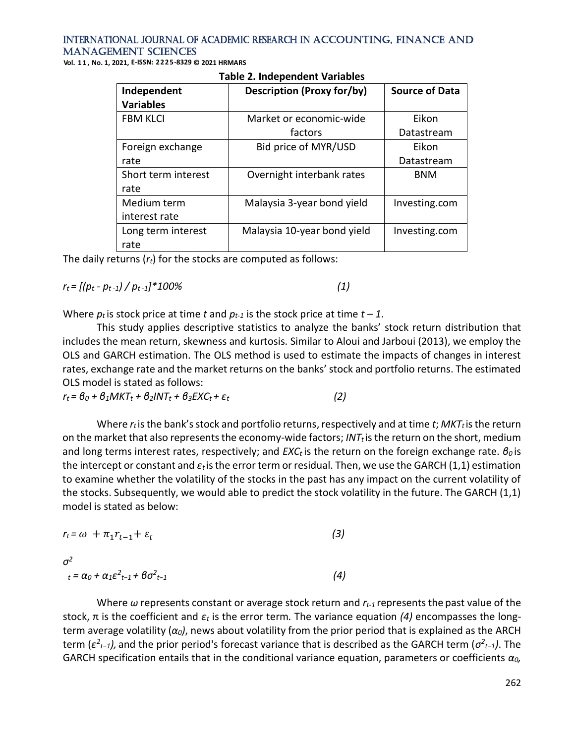**Table 2. Independent Variables**

| Independent Variables | Description (Proxy for/by) | Source of Data |
|---|---|---|
| FBM KLCI | Market or economic-wide factors | Eikon Datastream |
| Foreign exchange rate | Bid price of MYR/USD | Eikon Datastream |
| Short term interest rate | Overnight interbank rates | BNM |
| Medium term interest rate | Malaysia 3-year bond yield | Investing.com |
| Long term interest rate | Malaysia 10-year bond yield | Investing.com |

The daily returns ($r_t$) for the stocks are computed as follows:

$$r_t = [(p_t - p_{t-1}) / p_{t-1}]*100\% \qquad (1)$$

Where $p_t$ is stock price at time $t$ and $p_{t-1}$ is the stock price at time $t-1$.

This study applies descriptive statistics to analyze the banks' stock return distribution that includes the mean return, skewness and kurtosis. Similar to Aloui and Jarboui (2013), we employ the OLS and GARCH estimation. The OLS method is used to estimate the impacts of changes in interest rates, exchange rate and the market returns on the banks' stock and portfolio returns. The estimated OLS model is stated as follows:

$$r_t = \beta_0 + \beta_1 MKT_t + \beta_2 INT_t + \beta_3 EXC_t + \varepsilon_t \qquad (2)$$

Where $r_t$ is the bank's stock and portfolio returns, respectively and at time $t$; $MKT_t$ is the return on the market that also represents the economy-wide factors; $INT_t$ is the return on the short, medium and long terms interest rates, respectively; and $EXC_t$ is the return on the foreign exchange rate. $\beta_0$ is the intercept or constant and $\varepsilon_t$ is the error term or residual. Then, we use the GARCH (1,1) estimation to examine whether the volatility of the stocks in the past has any impact on the current volatility of the stocks. Subsequently, we would able to predict the stock volatility in the future. The GARCH (1,1) model is stated as below:

$$r_t = \omega + \pi_1 r_{t-1} + \varepsilon_t \qquad (3)$$

$$\sigma^2_t = \alpha_0 + \alpha_1 \varepsilon^2_{t-1} + \beta \sigma^2_{t-1} \qquad (4)$$

Where $\omega$ represents constant or average stock return and $r_{t-1}$ represents the past value of the stock, $\pi$ is the coefficient and $\varepsilon_t$ is the error term. The variance equation *(4)* encompasses the long-term average volatility ($\alpha_0$), news about volatility from the prior period that is explained as the ARCH term ($\varepsilon^2_{t-1}$), and the prior period's forecast variance that is described as the GARCH term ($\sigma^2_{t-1}$). The GARCH specification entails that in the conditional variance equation, parameters or coefficients $\alpha_0$,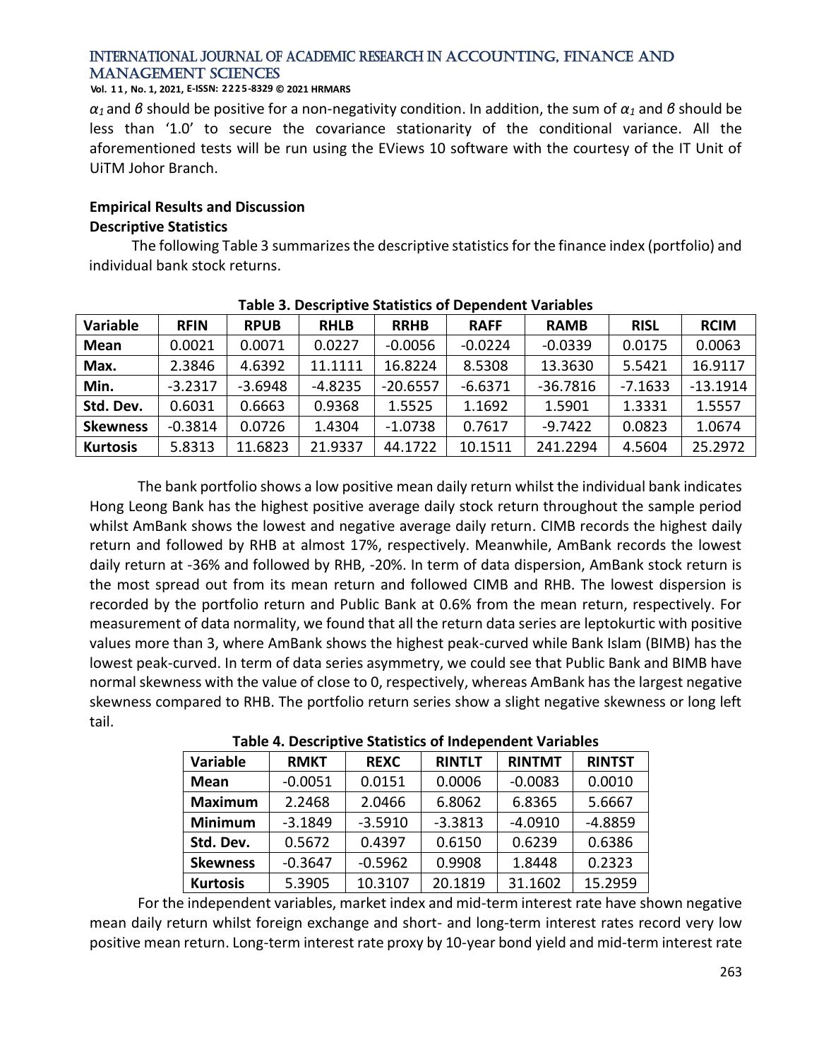$\alpha_1$ and $\beta$ should be positive for a non-negativity condition. In addition, the sum of $\alpha_1$ and $\beta$ should be less than '1.0' to secure the covariance stationarity of the conditional variance. All the aforementioned tests will be run using the EViews 10 software with the courtesy of the IT Unit of UiTM Johor Branch.

## Empirical Results and Discussion

### Descriptive Statistics

The following Table 3 summarizes the descriptive statistics for the finance index (portfolio) and individual bank stock returns.

**Table 3. Descriptive Statistics of Dependent Variables**

| Variable | RFIN | RPUB | RHLB | RRHB | RAFF | RAMB | RISL | RCIM |
|---|---|---|---|---|---|---|---|---|
| **Mean** | 0.0021 | 0.0071 | 0.0227 | -0.0056 | -0.0224 | -0.0339 | 0.0175 | 0.0063 |
| **Max.** | 2.3846 | 4.6392 | 11.1111 | 16.8224 | 8.5308 | 13.3630 | 5.5421 | 16.9117 |
| **Min.** | -3.2317 | -3.6948 | -4.8235 | -20.6557 | -6.6371 | -36.7816 | -7.1633 | -13.1914 |
| **Std. Dev.** | 0.6031 | 0.6663 | 0.9368 | 1.5525 | 1.1692 | 1.5901 | 1.3331 | 1.5557 |
| **Skewness** | -0.3814 | 0.0726 | 1.4304 | -1.0738 | 0.7617 | -9.7422 | 0.0823 | 1.0674 |
| **Kurtosis** | 5.8313 | 11.6823 | 21.9337 | 44.1722 | 10.1511 | 241.2294 | 4.5604 | 25.2972 |

The bank portfolio shows a low positive mean daily return whilst the individual bank indicates Hong Leong Bank has the highest positive average daily stock return throughout the sample period whilst AmBank shows the lowest and negative average daily return. CIMB records the highest daily return and followed by RHB at almost 17%, respectively. Meanwhile, AmBank records the lowest daily return at -36% and followed by RHB, -20%. In term of data dispersion, AmBank stock return is the most spread out from its mean return and followed CIMB and RHB. The lowest dispersion is recorded by the portfolio return and Public Bank at 0.6% from the mean return, respectively. For measurement of data normality, we found that all the return data series are leptokurtic with positive values more than 3, where AmBank shows the highest peak-curved while Bank Islam (BIMB) has the lowest peak-curved. In term of data series asymmetry, we could see that Public Bank and BIMB have normal skewness with the value of close to 0, respectively, whereas AmBank has the largest negative skewness compared to RHB. The portfolio return series show a slight negative skewness or long left tail.

**Table 4. Descriptive Statistics of Independent Variables**

| Variable | RMKT | REXC | RINTLT | RINTMT | RINTST |
|---|---|---|---|---|---|
| **Mean** | -0.0051 | 0.0151 | 0.0006 | -0.0083 | 0.0010 |
| **Maximum** | 2.2468 | 2.0466 | 6.8062 | 6.8365 | 5.6667 |
| **Minimum** | -3.1849 | -3.5910 | -3.3813 | -4.0910 | -4.8859 |
| **Std. Dev.** | 0.5672 | 0.4397 | 0.6150 | 0.6239 | 0.6386 |
| **Skewness** | -0.3647 | -0.5962 | 0.9908 | 1.8448 | 0.2323 |
| **Kurtosis** | 5.3905 | 10.3107 | 20.1819 | 31.1602 | 15.2959 |

For the independent variables, market index and mid-term interest rate have shown negative mean daily return whilst foreign exchange and short- and long-term interest rates record very low positive mean return. Long-term interest rate proxy by 10-year bond yield and mid-term interest rate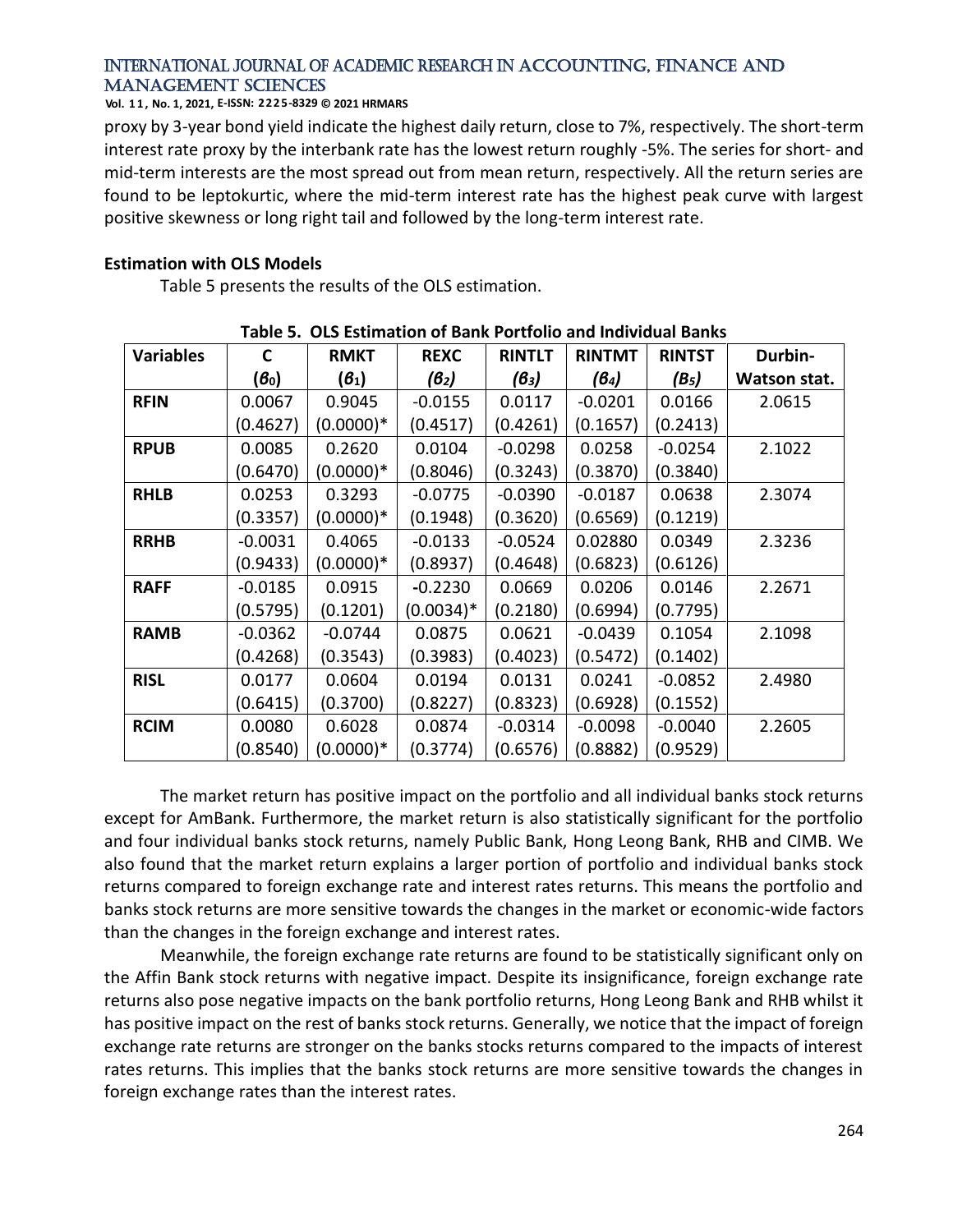proxy by 3-year bond yield indicate the highest daily return, close to 7%, respectively. The short-term interest rate proxy by the interbank rate has the lowest return roughly -5%. The series for short- and mid-term interests are the most spread out from mean return, respectively. All the return series are found to be leptokurtic, where the mid-term interest rate has the highest peak curve with largest positive skewness or long right tail and followed by the long-term interest rate.

**Estimation with OLS Models**

Table 5 presents the results of the OLS estimation.

**Table 5. OLS Estimation of Bank Portfolio and Individual Banks**

| Variables | C ($\beta_0$) | RMKT ($\beta_1$) | REXC ($\beta_2$) | RINTLT ($\beta_3$) | RINTMT ($\beta_4$) | RINTST ($B_5$) | Durbin-Watson stat. |
|---|---|---|---|---|---|---|---|
| RFIN | 0.0067 | 0.9045 | -0.0155 | 0.0117 | -0.0201 | 0.0166 | 2.0615 |
| | (0.4627) | (0.0000)* | (0.4517) | (0.4261) | (0.1657) | (0.2413) | |
| RPUB | 0.0085 | 0.2620 | 0.0104 | -0.0298 | 0.0258 | -0.0254 | 2.1022 |
| | (0.6470) | (0.0000)* | (0.8046) | (0.3243) | (0.3870) | (0.3840) | |
| RHLB | 0.0253 | 0.3293 | -0.0775 | -0.0390 | -0.0187 | 0.0638 | 2.3074 |
| | (0.3357) | (0.0000)* | (0.1948) | (0.3620) | (0.6569) | (0.1219) | |
| RRHB | -0.0031 | 0.4065 | -0.0133 | -0.0524 | 0.02880 | 0.0349 | 2.3236 |
| | (0.9433) | (0.0000)* | (0.8937) | (0.4648) | (0.6823) | (0.6126) | |
| RAFF | -0.0185 | 0.0915 | -0.2230 | 0.0669 | 0.0206 | 0.0146 | 2.2671 |
| | (0.5795) | (0.1201) | (0.0034)* | (0.2180) | (0.6994) | (0.7795) | |
| RAMB | -0.0362 | -0.0744 | 0.0875 | 0.0621 | -0.0439 | 0.1054 | 2.1098 |
| | (0.4268) | (0.3543) | (0.3983) | (0.4023) | (0.5472) | (0.1402) | |
| RISL | 0.0177 | 0.0604 | 0.0194 | 0.0131 | 0.0241 | -0.0852 | 2.4980 |
| | (0.6415) | (0.3700) | (0.8227) | (0.8323) | (0.6928) | (0.1552) | |
| RCIM | 0.0080 | 0.6028 | 0.0874 | -0.0314 | -0.0098 | -0.0040 | 2.2605 |
| | (0.8540) | (0.0000)* | (0.3774) | (0.6576) | (0.8882) | (0.9529) | |

The market return has positive impact on the portfolio and all individual banks stock returns except for AmBank. Furthermore, the market return is also statistically significant for the portfolio and four individual banks stock returns, namely Public Bank, Hong Leong Bank, RHB and CIMB. We also found that the market return explains a larger portion of portfolio and individual banks stock returns compared to foreign exchange rate and interest rates returns. This means the portfolio and banks stock returns are more sensitive towards the changes in the market or economic-wide factors than the changes in the foreign exchange and interest rates.

Meanwhile, the foreign exchange rate returns are found to be statistically significant only on the Affin Bank stock returns with negative impact. Despite its insignificance, foreign exchange rate returns also pose negative impacts on the bank portfolio returns, Hong Leong Bank and RHB whilst it has positive impact on the rest of banks stock returns. Generally, we notice that the impact of foreign exchange rate returns are stronger on the banks stocks returns compared to the impacts of interest rates returns. This implies that the banks stock returns are more sensitive towards the changes in foreign exchange rates than the interest rates.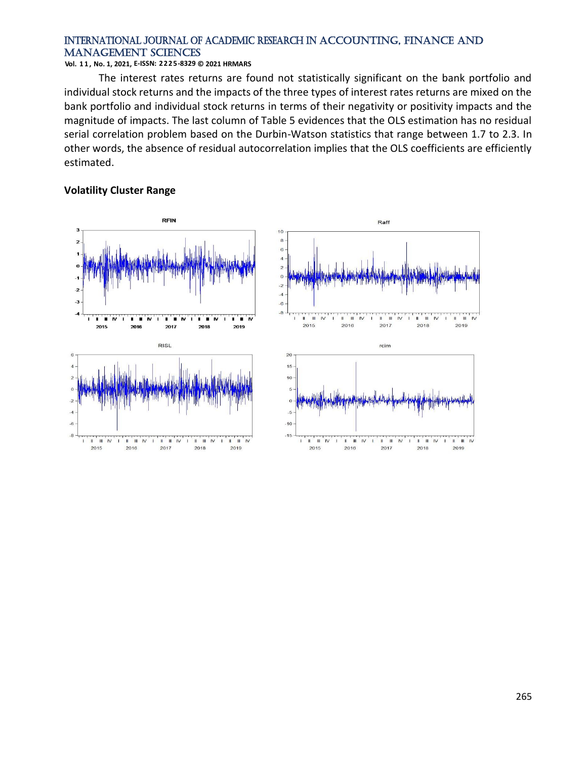The interest rates returns are found not statistically significant on the bank portfolio and individual stock returns and the impacts of the three types of interest rates returns are mixed on the bank portfolio and individual stock returns in terms of their negativity or positivity impacts and the magnitude of impacts. The last column of Table 5 evidences that the OLS estimation has no residual serial correlation problem based on the Durbin-Watson statistics that range between 1.7 to 2.3. In other words, the absence of residual autocorrelation implies that the OLS coefficients are efficiently estimated.

**Volatility Cluster Range**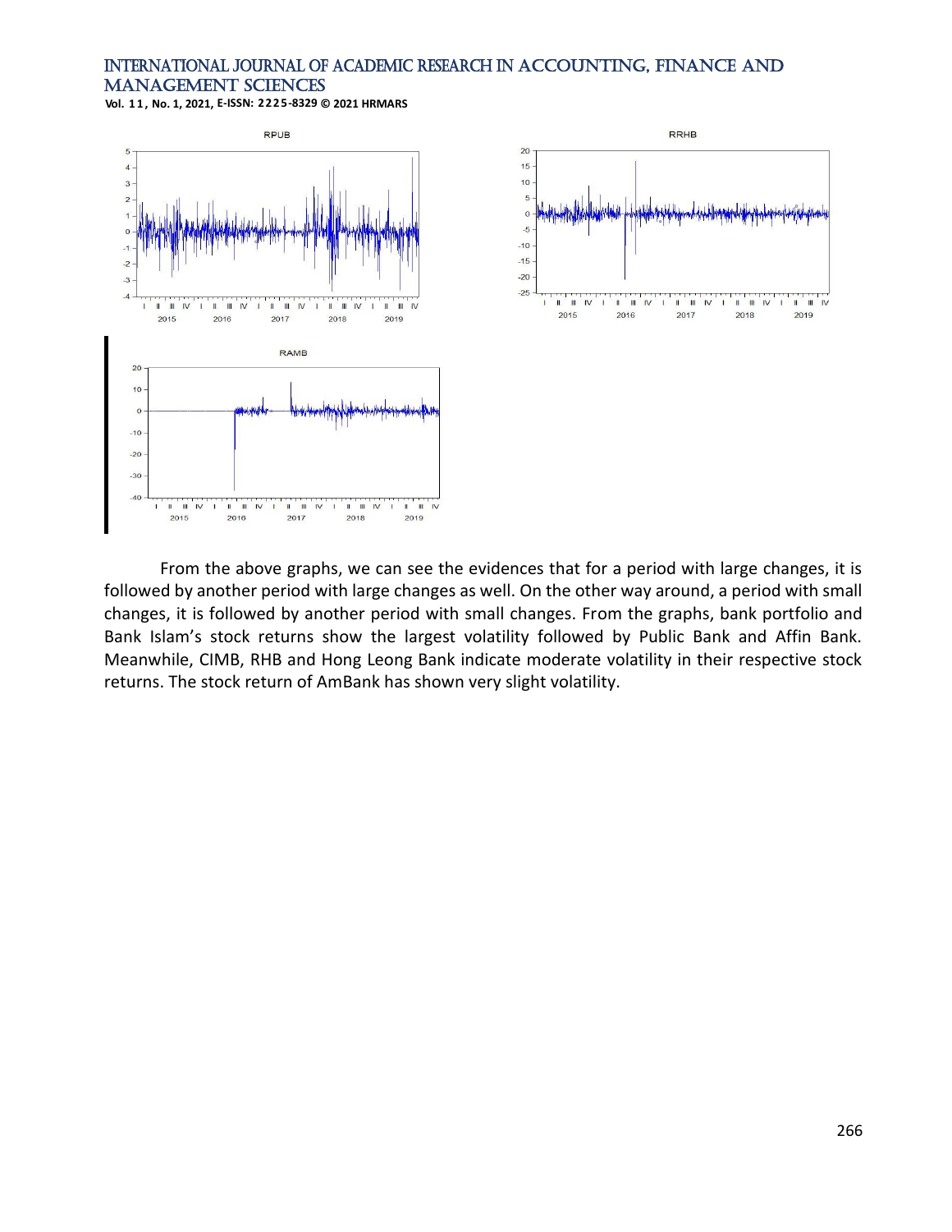From the above graphs, we can see the evidences that for a period with large changes, it is followed by another period with large changes as well. On the other way around, a period with small changes, it is followed by another period with small changes. From the graphs, bank portfolio and Bank Islam's stock returns show the largest volatility followed by Public Bank and Affin Bank. Meanwhile, CIMB, RHB and Hong Leong Bank indicate moderate volatility in their respective stock returns. The stock return of AmBank has shown very slight volatility.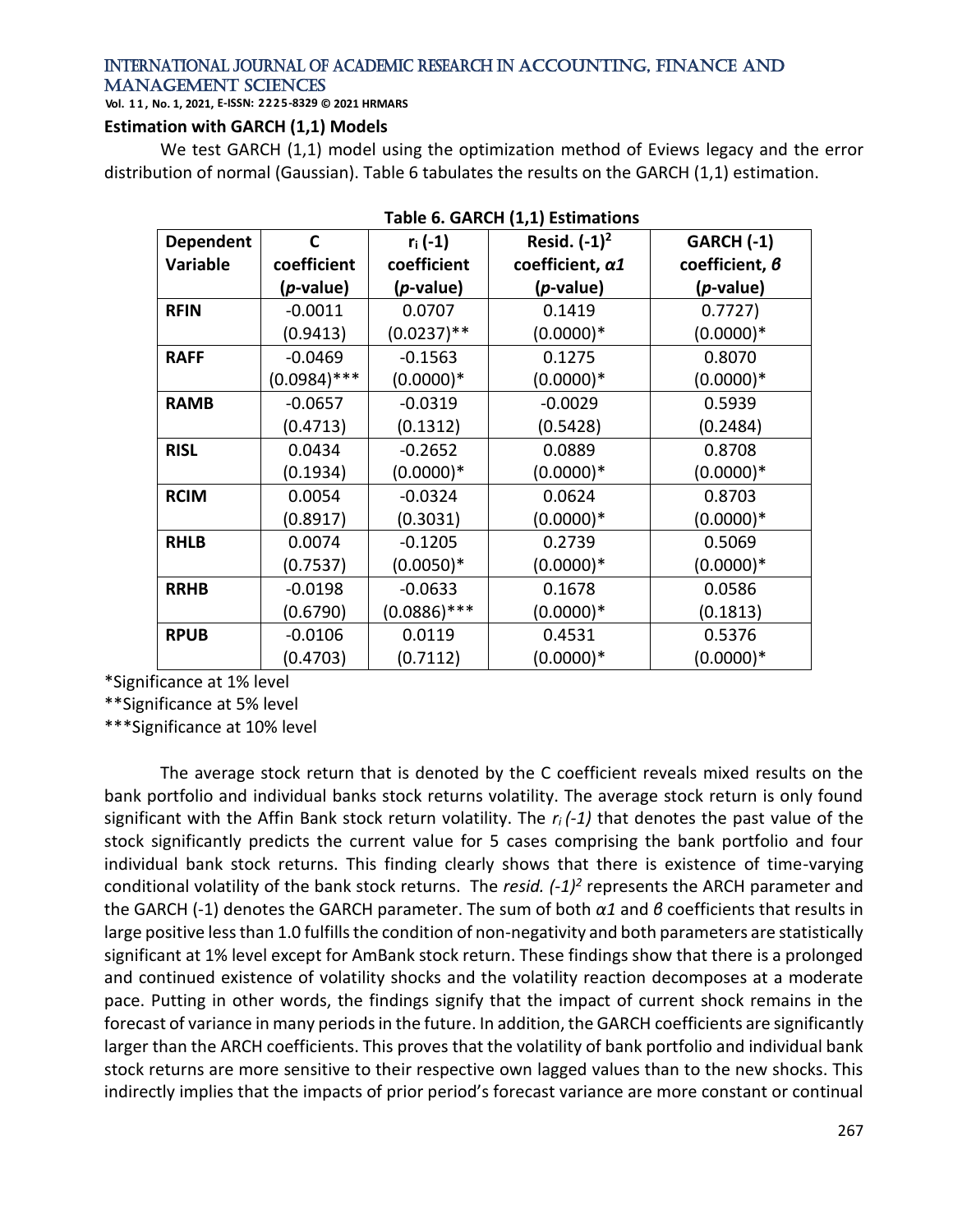### Estimation with GARCH (1,1) Models

We test GARCH (1,1) model using the optimization method of Eviews legacy and the error distribution of normal (Gaussian). Table 6 tabulates the results on the GARCH (1,1) estimation.

**Table 6. GARCH (1,1) Estimations**

| Dependent Variable | C coefficient (*p*-value) | $r_i$ (-1) coefficient (*p*-value) | Resid. $(-1)^2$ coefficient, $\alpha 1$ (*p*-value) | GARCH (-1) coefficient, $\beta$ (*p*-value) |
|---|---|---|---|---|
| **RFIN** | -0.0011 | 0.0707 | 0.1419 | 0.7727) |
| | (0.9413) | (0.0237)** | (0.0000)* | (0.0000)* |
| **RAFF** | -0.0469 | -0.1563 | 0.1275 | 0.8070 |
| | (0.0984)*** | (0.0000)* | (0.0000)* | (0.0000)* |
| **RAMB** | -0.0657 | -0.0319 | -0.0029 | 0.5939 |
| | (0.4713) | (0.1312) | (0.5428) | (0.2484) |
| **RISL** | 0.0434 | -0.2652 | 0.0889 | 0.8708 |
| | (0.1934) | (0.0000)* | (0.0000)* | (0.0000)* |
| **RCIM** | 0.0054 | -0.0324 | 0.0624 | 0.8703 |
| | (0.8917) | (0.3031) | (0.0000)* | (0.0000)* |
| **RHLB** | 0.0074 | -0.1205 | 0.2739 | 0.5069 |
| | (0.7537) | (0.0050)* | (0.0000)* | (0.0000)* |
| **RRHB** | -0.0198 | -0.0633 | 0.1678 | 0.0586 |
| | (0.6790) | (0.0886)*** | (0.0000)* | (0.1813) |
| **RPUB** | -0.0106 | 0.0119 | 0.4531 | 0.5376 |
| | (0.4703) | (0.7112) | (0.0000)* | (0.0000)* |

*Significance at 1% level

**Significance at 5% level

***Significance at 10% level

The average stock return that is denoted by the C coefficient reveals mixed results on the bank portfolio and individual banks stock returns volatility. The average stock return is only found significant with the Affin Bank stock return volatility. The $r_i(-1)$ that denotes the past value of the stock significantly predicts the current value for 5 cases comprising the bank portfolio and four individual bank stock returns. This finding clearly shows that there is existence of time-varying conditional volatility of the bank stock returns. The *resid.* $(-1)^2$ represents the ARCH parameter and the GARCH (-1) denotes the GARCH parameter. The sum of both $\alpha 1$ and $\beta$ coefficients that results in large positive less than 1.0 fulfills the condition of non-negativity and both parameters are statistically significant at 1% level except for AmBank stock return. These findings show that there is a prolonged and continued existence of volatility shocks and the volatility reaction decomposes at a moderate pace. Putting in other words, the findings signify that the impact of current shock remains in the forecast of variance in many periods in the future. In addition, the GARCH coefficients are significantly larger than the ARCH coefficients. This proves that the volatility of bank portfolio and individual bank stock returns are more sensitive to their respective own lagged values than to the new shocks. This indirectly implies that the impacts of prior period's forecast variance are more constant or continual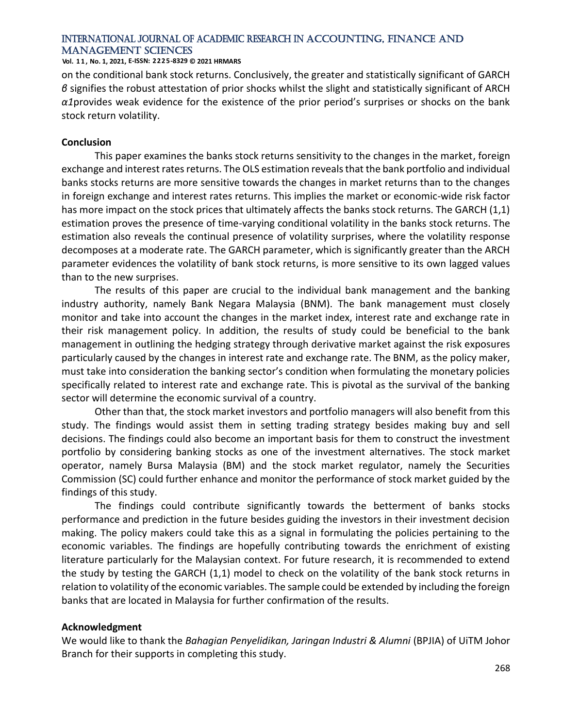on the conditional bank stock returns. Conclusively, the greater and statistically significant of GARCH $\beta$ signifies the robust attestation of prior shocks whilst the slight and statistically significant of ARCH $\alpha 1$provides weak evidence for the existence of the prior period's surprises or shocks on the bank stock return volatility.

## Conclusion

This paper examines the banks stock returns sensitivity to the changes in the market, foreign exchange and interest rates returns. The OLS estimation reveals that the bank portfolio and individual banks stocks returns are more sensitive towards the changes in market returns than to the changes in foreign exchange and interest rates returns. This implies the market or economic-wide risk factor has more impact on the stock prices that ultimately affects the banks stock returns. The GARCH (1,1) estimation proves the presence of time-varying conditional volatility in the banks stock returns. The estimation also reveals the continual presence of volatility surprises, where the volatility response decomposes at a moderate rate. The GARCH parameter, which is significantly greater than the ARCH parameter evidences the volatility of bank stock returns, is more sensitive to its own lagged values than to the new surprises.

The results of this paper are crucial to the individual bank management and the banking industry authority, namely Bank Negara Malaysia (BNM). The bank management must closely monitor and take into account the changes in the market index, interest rate and exchange rate in their risk management policy. In addition, the results of study could be beneficial to the bank management in outlining the hedging strategy through derivative market against the risk exposures particularly caused by the changes in interest rate and exchange rate. The BNM, as the policy maker, must take into consideration the banking sector's condition when formulating the monetary policies specifically related to interest rate and exchange rate. This is pivotal as the survival of the banking sector will determine the economic survival of a country.

Other than that, the stock market investors and portfolio managers will also benefit from this study. The findings would assist them in setting trading strategy besides making buy and sell decisions. The findings could also become an important basis for them to construct the investment portfolio by considering banking stocks as one of the investment alternatives. The stock market operator, namely Bursa Malaysia (BM) and the stock market regulator, namely the Securities Commission (SC) could further enhance and monitor the performance of stock market guided by the findings of this study.

The findings could contribute significantly towards the betterment of banks stocks performance and prediction in the future besides guiding the investors in their investment decision making. The policy makers could take this as a signal in formulating the policies pertaining to the economic variables. The findings are hopefully contributing towards the enrichment of existing literature particularly for the Malaysian context. For future research, it is recommended to extend the study by testing the GARCH (1,1) model to check on the volatility of the bank stock returns in relation to volatility of the economic variables. The sample could be extended by including the foreign banks that are located in Malaysia for further confirmation of the results.

## Acknowledgment

We would like to thank the *Bahagian Penyelidikan, Jaringan Industri & Alumni* (BPJIA) of UiTM Johor Branch for their supports in completing this study.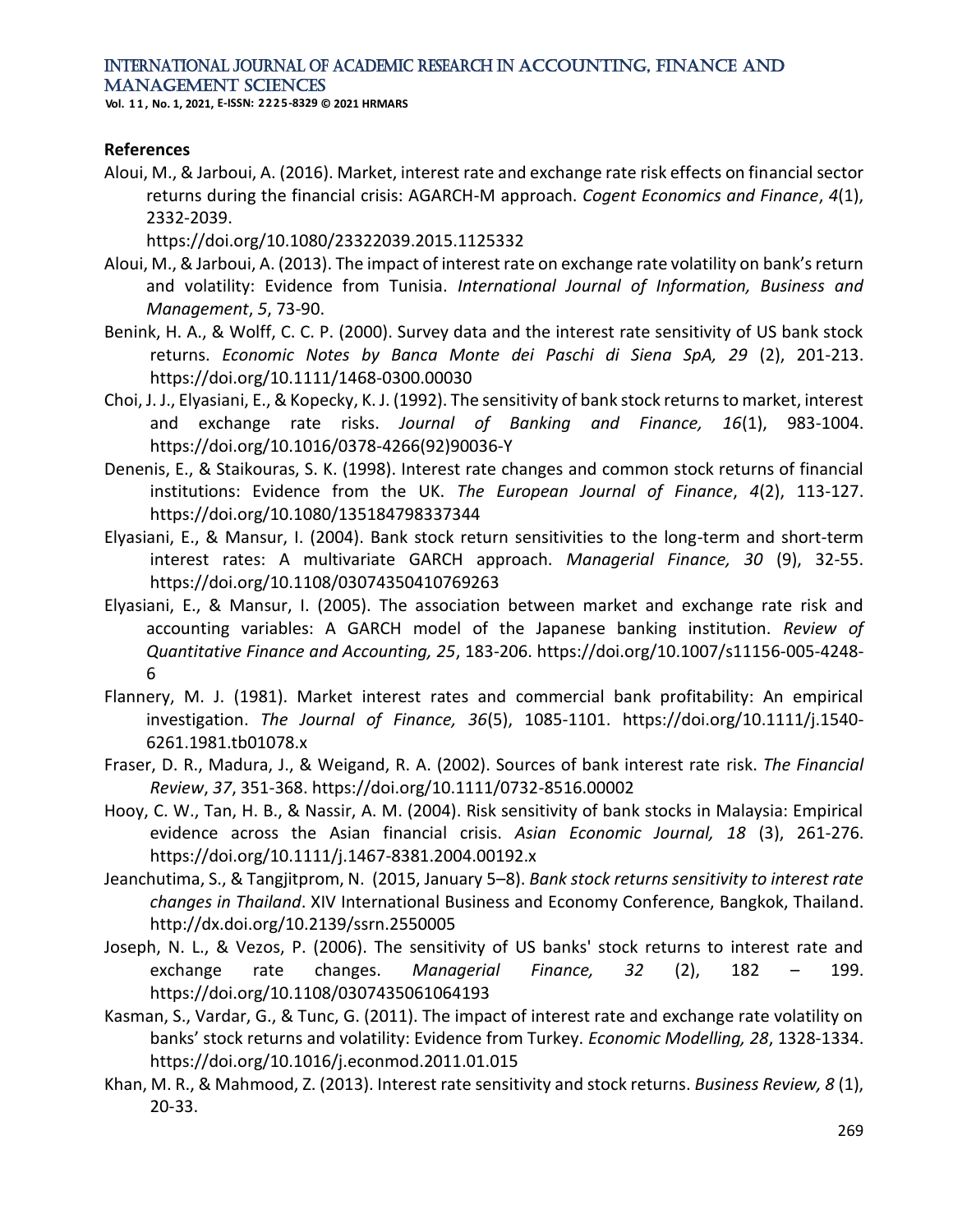## References

Aloui, M., & Jarboui, A. (2016). Market, interest rate and exchange rate risk effects on financial sector returns during the financial crisis: AGARCH-M approach. *Cogent Economics and Finance*, *4*(1), 2332-2039. https://doi.org/10.1080/23322039.2015.1125332

Aloui, M., & Jarboui, A. (2013). The impact of interest rate on exchange rate volatility on bank's return and volatility: Evidence from Tunisia. *International Journal of Information, Business and Management*, *5*, 73-90.

Benink, H. A., & Wolff, C. C. P. (2000). Survey data and the interest rate sensitivity of US bank stock returns. *Economic Notes by Banca Monte dei Paschi di Siena SpA, 29* (2), 201-213. https://doi.org/10.1111/1468-0300.00030

Choi, J. J., Elyasiani, E., & Kopecky, K. J. (1992). The sensitivity of bank stock returns to market, interest and exchange rate risks. *Journal of Banking and Finance, 16*(1), 983-1004. https://doi.org/10.1016/0378-4266(92)90036-Y

Denenis, E., & Staikouras, S. K. (1998). Interest rate changes and common stock returns of financial institutions: Evidence from the UK. *The European Journal of Finance*, *4*(2), 113-127. https://doi.org/10.1080/135184798337344

Elyasiani, E., & Mansur, I. (2004). Bank stock return sensitivities to the long-term and short-term interest rates: A multivariate GARCH approach. *Managerial Finance, 30* (9), 32-55. https://doi.org/10.1108/03074350410769263

Elyasiani, E., & Mansur, I. (2005). The association between market and exchange rate risk and accounting variables: A GARCH model of the Japanese banking institution. *Review of Quantitative Finance and Accounting, 25*, 183-206. https://doi.org/10.1007/s11156-005-4248-6

Flannery, M. J. (1981). Market interest rates and commercial bank profitability: An empirical investigation. *The Journal of Finance, 36*(5), 1085-1101. https://doi.org/10.1111/j.1540-6261.1981.tb01078.x

Fraser, D. R., Madura, J., & Weigand, R. A. (2002). Sources of bank interest rate risk. *The Financial Review*, *37*, 351-368. https://doi.org/10.1111/0732-8516.00002

Hooy, C. W., Tan, H. B., & Nassir, A. M. (2004). Risk sensitivity of bank stocks in Malaysia: Empirical evidence across the Asian financial crisis. *Asian Economic Journal, 18* (3), 261-276. https://doi.org/10.1111/j.1467-8381.2004.00192.x

Jeanchutima, S., & Tangjitprom, N. (2015, January 5–8). *Bank stock returns sensitivity to interest rate changes in Thailand*. XIV International Business and Economy Conference, Bangkok, Thailand. http://dx.doi.org/10.2139/ssrn.2550005

Joseph, N. L., & Vezos, P. (2006). The sensitivity of US banks' stock returns to interest rate and exchange rate changes. *Managerial Finance, 32* (2), 182 – 199. https://doi.org/10.1108/0307435061064193

Kasman, S., Vardar, G., & Tunc, G. (2011). The impact of interest rate and exchange rate volatility on banks' stock returns and volatility: Evidence from Turkey. *Economic Modelling, 28*, 1328-1334. https://doi.org/10.1016/j.econmod.2011.01.015

Khan, M. R., & Mahmood, Z. (2013). Interest rate sensitivity and stock returns. *Business Review, 8* (1), 20-33.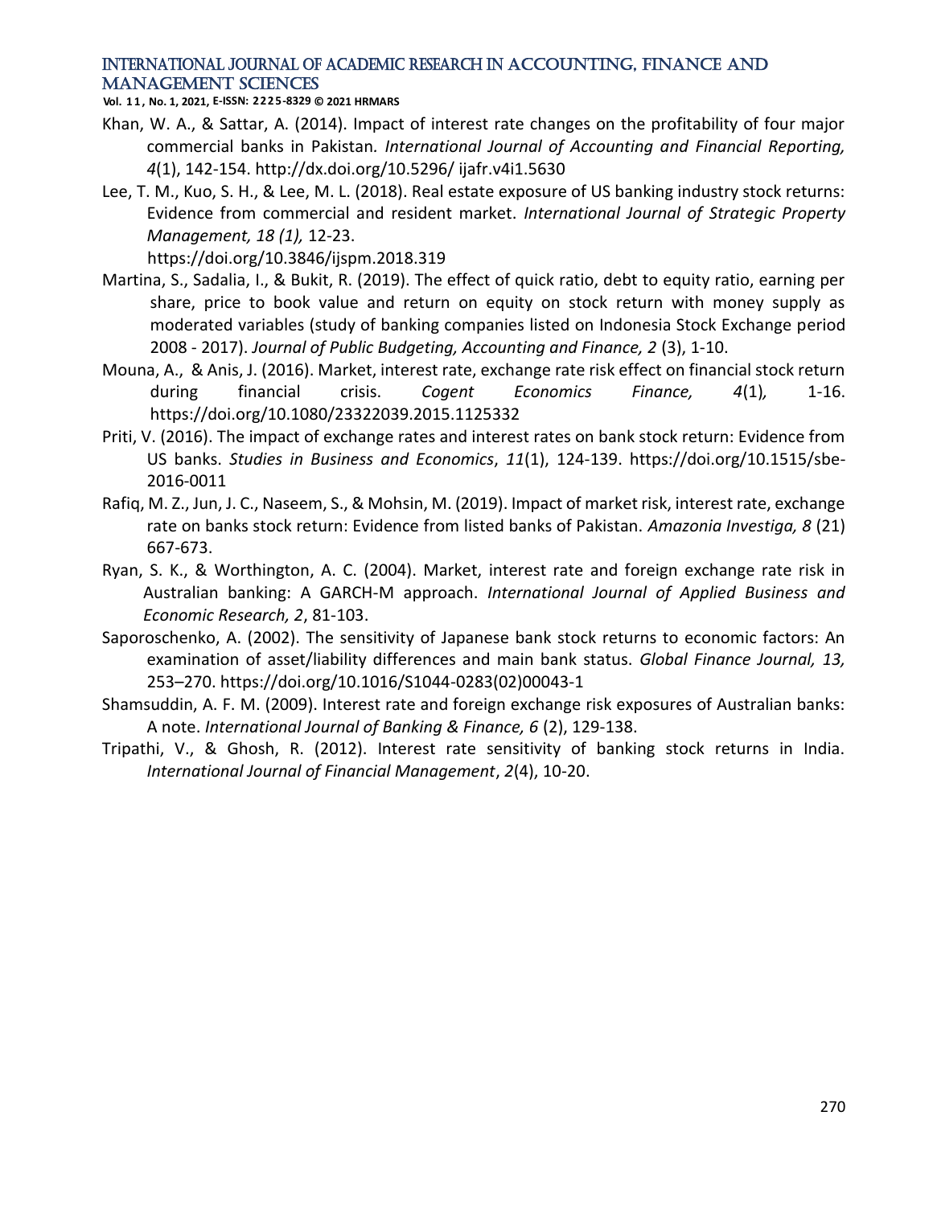Khan, W. A., & Sattar, A. (2014). Impact of interest rate changes on the profitability of four major commercial banks in Pakistan*. International Journal of Accounting and Financial Reporting, 4*(1), 142-154. http://dx.doi.org/10.5296/ ijafr.v4i1.5630

Lee, T. M., Kuo, S. H., & Lee, M. L. (2018). Real estate exposure of US banking industry stock returns: Evidence from commercial and resident market. *International Journal of Strategic Property Management, 18 (1),* 12-23. https://doi.org/10.3846/ijspm.2018.319

Martina, S., Sadalia, I., & Bukit, R. (2019). The effect of quick ratio, debt to equity ratio, earning per share, price to book value and return on equity on stock return with money supply as moderated variables (study of banking companies listed on Indonesia Stock Exchange period 2008 - 2017). *Journal of Public Budgeting, Accounting and Finance, 2* (3), 1-10.

Mouna, A., & Anis, J. (2016). Market, interest rate, exchange rate risk effect on financial stock return during financial crisis. *Cogent Economics Finance, 4*(1)*,* 1-16. https://doi.org/10.1080/23322039.2015.1125332

Priti, V. (2016). The impact of exchange rates and interest rates on bank stock return: Evidence from US banks. *Studies in Business and Economics*, *11*(1), 124-139. https://doi.org/10.1515/sbe-2016-0011

Rafiq, M. Z., Jun, J. C., Naseem, S., & Mohsin, M. (2019). Impact of market risk, interest rate, exchange rate on banks stock return: Evidence from listed banks of Pakistan. *Amazonia Investiga, 8* (21) 667-673.

Ryan, S. K., & Worthington, A. C. (2004). Market, interest rate and foreign exchange rate risk in Australian banking: A GARCH-M approach. *International Journal of Applied Business and Economic Research, 2*, 81-103.

Saporoschenko, A. (2002). The sensitivity of Japanese bank stock returns to economic factors: An examination of asset/liability differences and main bank status. *Global Finance Journal, 13,* 253–270. https://doi.org/10.1016/S1044-0283(02)00043-1

Shamsuddin, A. F. M. (2009). Interest rate and foreign exchange risk exposures of Australian banks: A note. *International Journal of Banking & Finance, 6* (2), 129-138.

Tripathi, V., & Ghosh, R. (2012). Interest rate sensitivity of banking stock returns in India. *International Journal of Financial Management*, *2*(4), 10-20.